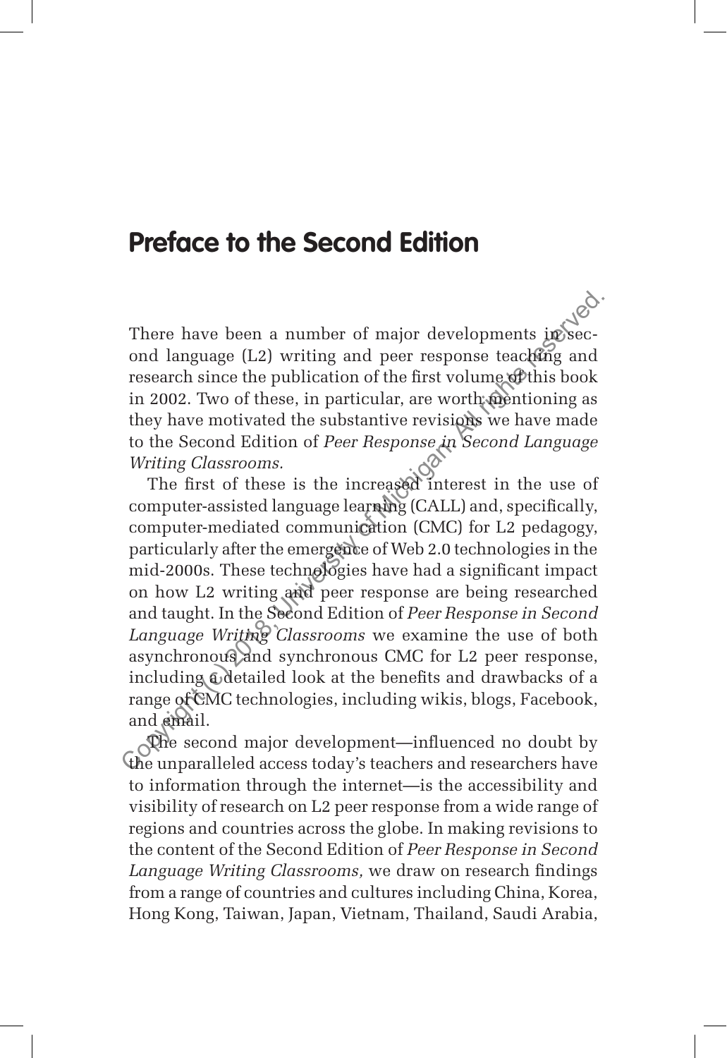# Preface to the Second Edition

There have been a number of major developments in second language (L2) writing and peer response teaching and research since the publication of the first volume of this book in 2002. Two of these, in particular, are worth mentioning as they have motivated the substantive revisions we have made to the Second Edition of *Peer Response in Second Language Writing Classrooms.*

The first of these is the increased interest in the use of computer-assisted language learning (CALL) and, specifically, computer-mediated communication (CMC) for L2 pedagogy, particularly after the emergence of Web 2.0 technologies in the mid-2000s. These technologies have had a significant impact on how L2 writing and peer response are being researched and taught. In the Second Edition of *Peer Response in Second Language Writing Classrooms* we examine the use of both asynchronous and synchronous CMC for L2 peer response, including a detailed look at the benefits and drawbacks of a range of CMC technologies, including wikis, blogs, Facebook, and email.

The second major development—influenced no doubt by the unparalleled access today's teachers and researchers have to information through the internet—is the accessibility and visibility of research on L2 peer response from a wide range of regions and countries across the globe. In making revisions to the content of the Second Edition of *Peer Response in Second Language Writing Classrooms,* we draw on research findings from a range of countries and cultures including China, Korea, Hong Kong, Taiwan, Japan, Vietnam, Thailand, Saudi Arabia,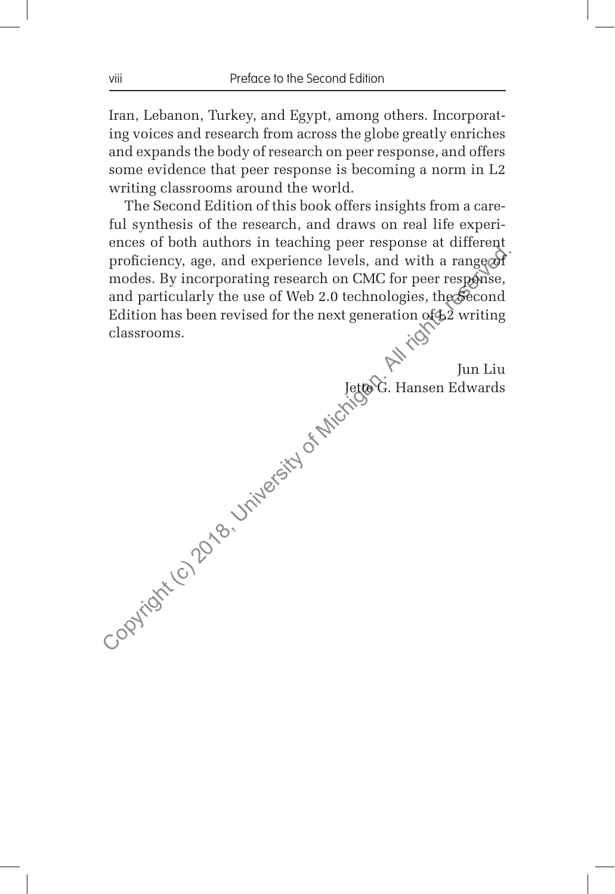Iran, Lebanon, Turkey, and Egypt, among others. Incorporating voices and research from across the globe greatly enriches and expands the body of research on peer response, and offers some evidence that peer response is becoming a norm in L2 writing classrooms around the world.

The Second Edition of this book offers insights from a careful synthesis of the research, and draws on real life experiences of both authors in teaching peer response at different proficiency, age, and experience levels, and with a range of modes. By incorporating research on CMC for peer response, and particularly the use of Web 2.0 technologies, the Second Edition has been revised for the next generation of L2 writing classrooms.

Jun Liu
Jette G. Hansen Edwards